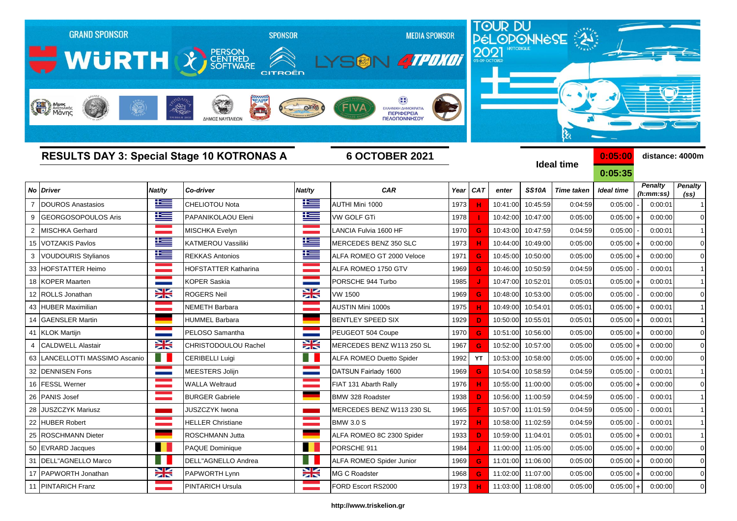GRAND SPONSOR | SPONSOR | MEDIA SPONSOR

WÜRTH | PERSON CENTRED SOFTWARE | CITROËN | LYSON | 4TPOXOI

TOUR DU PÉLOPONNÈSE 2021 HISTORIQUE 03-09 OCTOBER

## RESULTS DAY 3: Special Stage 10 KOTRONAS A

**6 OCTOBER 2021**

**Ideal time** 0:05:00 0:05:35 **distance: 4000m**

| No | Driver | Nat/ty | Co-driver | Nat/ty | CAR | Year | CAT | enter | SS10A | Time taken | Ideal time | | Penalty (h:mm:ss) | Penalty (ss) |
|---|---|---|---|---|---|---|---|---|---|---|---|---|---|---|
| 7 | DOUROS Anastasios | | CHELIOTOU Nota | | AUTHI Mini 1000 | 1973 | H | 10:41:00 | 10:45:59 | 0:04:59 | 0:05:00 | - | 0:00:01 | 1 |
| 9 | GEORGOSOPOULOS Aris | | PAPANIKOLAOU Eleni | | VW GOLF GTi | 1978 | I | 10:42:00 | 10:47:00 | 0:05:00 | 0:05:00 | + | 0:00:00 | 0 |
| 2 | MISCHKA Gerhard | | MISCHKA Evelyn | | LANCIA Fulvia 1600 HF | 1970 | G | 10:43:00 | 10:47:59 | 0:04:59 | 0:05:00 | - | 0:00:01 | 1 |
| 15 | VOTZAKIS Pavlos | | KATMEROU Vassiliki | | MERCEDES BENZ 350 SLC | 1973 | H | 10:44:00 | 10:49:00 | 0:05:00 | 0:05:00 | + | 0:00:00 | 0 |
| 3 | VOUDOURIS Stylianos | | REKKAS Antonios | | ALFA ROMEO GT 2000 Veloce | 1971 | G | 10:45:00 | 10:50:00 | 0:05:00 | 0:05:00 | + | 0:00:00 | 0 |
| 33 | HOFSTATTER Heimo | | HOFSTATTER Katharina | | ALFA ROMEO 1750 GTV | 1969 | G | 10:46:00 | 10:50:59 | 0:04:59 | 0:05:00 | - | 0:00:01 | 1 |
| 18 | KOPER Maarten | | KOPER Saskia | | PORSCHE 944 Turbo | 1985 | J | 10:47:00 | 10:52:01 | 0:05:01 | 0:05:00 | + | 0:00:01 | 1 |
| 12 | ROLLS Jonathan | | ROGERS Neil | | VW 1500 | 1969 | G | 10:48:00 | 10:53:00 | 0:05:00 | 0:05:00 | - | 0:00:00 | 0 |
| 43 | HUBER Maximilian | | NEMETH Barbara | | AUSTIN Mini 1000s | 1975 | H | 10:49:00 | 10:54:01 | 0:05:01 | 0:05:00 | + | 0:00:01 | 1 |
| 14 | GAENSLER Martin | | HUMMEL Barbara | | BENTLEY SPEED SIX | 1929 | D | 10:50:00 | 10:55:01 | 0:05:01 | 0:05:00 | + | 0:00:01 | 1 |
| 41 | KLOK Martijn | | PELOSO Samantha | | PEUGEOT 504 Coupe | 1970 | G | 10:51:00 | 10:56:00 | 0:05:00 | 0:05:00 | + | 0:00:00 | 0 |
| 4 | CALDWELL Alastair | | CHRISTODOULOU Rachel | | MERCEDES BENZ W113 250 SL | 1967 | G | 10:52:00 | 10:57:00 | 0:05:00 | 0:05:00 | + | 0:00:00 | 0 |
| 63 | LANCELLOTTI MASSIMO Ascanio | | CERIBELLI Luigi | | ALFA ROMEO Duetto Spider | 1992 | YT | 10:53:00 | 10:58:00 | 0:05:00 | 0:05:00 | + | 0:00:00 | 0 |
| 32 | DENNISEN Fons | | MEESTERS Jolijn | | DATSUN Fairlady 1600 | 1969 | G | 10:54:00 | 10:58:59 | 0:04:59 | 0:05:00 | - | 0:00:01 | 1 |
| 16 | FESSL Werner | | WALLA Weltraud | | FIAT 131 Abarth Rally | 1976 | H | 10:55:00 | 11:00:00 | 0:05:00 | 0:05:00 | + | 0:00:00 | 0 |
| 26 | PANIS Josef | | BURGER Gabriele | | BMW 328 Roadster | 1938 | D | 10:56:00 | 11:00:59 | 0:04:59 | 0:05:00 | - | 0:00:01 | 1 |
| 28 | JUSZCZYK Mariusz | | JUSZCZYK Iwona | | MERCEDES BENZ W113 230 SL | 1965 | F | 10:57:00 | 11:01:59 | 0:04:59 | 0:05:00 | - | 0:00:01 | 1 |
| 22 | HUBER Robert | | HELLER Christiane | | BMW 3.0 S | 1972 | H | 10:58:00 | 11:02:59 | 0:04:59 | 0:05:00 | - | 0:00:01 | 1 |
| 25 | ROSCHMANN Dieter | | ROSCHMANN Jutta | | ALFA ROMEO 8C 2300 Spider | 1933 | D | 10:59:00 | 11:04:01 | 0:05:01 | 0:05:00 | + | 0:00:01 | 1 |
| 50 | EVRARD Jacques | | PAQUE Dominique | | PORSCHE 911 | 1984 | J | 11:00:00 | 11:05:00 | 0:05:00 | 0:05:00 | + | 0:00:00 | 0 |
| 31 | DELL"AGNELLO Marco | | DELL"AGNELLO Andrea | | ALFA ROMEO Spider Junior | 1969 | G | 11:01:00 | 11:06:00 | 0:05:00 | 0:05:00 | + | 0:00:00 | 0 |
| 17 | PAPWORTH Jonathan | | PAPWORTH Lynn | | MG C Roadster | 1968 | G | 11:02:00 | 11:07:00 | 0:05:00 | 0:05:00 | + | 0:00:00 | 0 |
| 11 | PINTARICH Franz | | PINTARICH Ursula | | FORD Escort RS2000 | 1973 | H | 11:03:00 | 11:08:00 | 0:05:00 | 0:05:00 | + | 0:00:00 | 0 |

http://www.triskelion.gr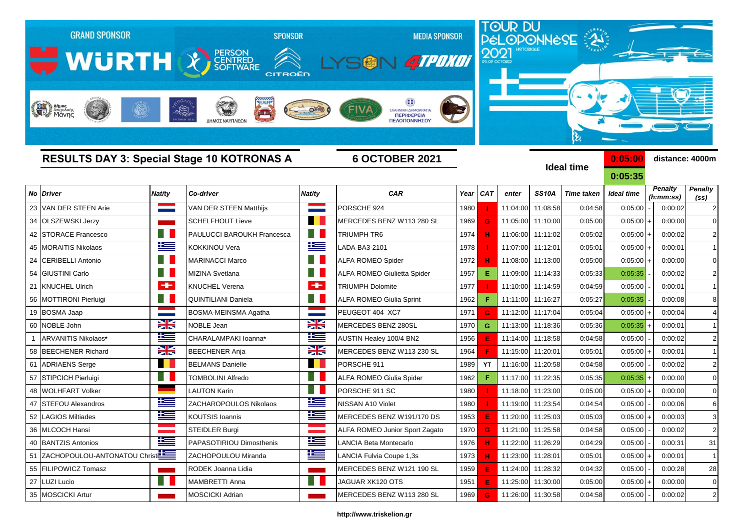GRAND SPONSOR WÜRTH — PERSON CENTRED SOFTWARE — SPONSOR CITROËN — MEDIA SPONSOR LYSON 4TPOXOI

TOUR DU PÉLOPONNÈSE 2021 HISTORIQUE 02-09 OCTOBER

## RESULTS DAY 3: Special Stage 10 KOTRONAS A

**6 OCTOBER 2021**

**Ideal time** 0:05:00 / 0:05:35 — **distance: 4000m**

| No | Driver | Nat/ty | Co-driver | Nat/ty | CAR | Year | CAT | enter | SS10A | Time taken | Ideal time | | Penalty (h:mm:ss) | Penalty (ss) |
|---|---|---|---|---|---|---|---|---|---|---|---|---|---|---|
| 23 | VAN DER STEEN Arie | | VAN DER STEEN Matthijs | | PORSCHE 924 | 1980 | I | 11:04:00 | 11:08:58 | 0:04:58 | 0:05:00 | - | 0:00:02 | 2 |
| 34 | OLSZEWSKI Jerzy | | SCHELFHOUT Lieve | | MERCEDES BENZ W113 280 SL | 1969 | G | 11:05:00 | 11:10:00 | 0:05:00 | 0:05:00 | + | 0:00:00 | 0 |
| 42 | STORACE Francesco | | PAULUCCI BAROUKH Francesca | | TRIUMPH TR6 | 1974 | H | 11:06:00 | 11:11:02 | 0:05:02 | 0:05:00 | + | 0:00:02 | 2 |
| 45 | MORAITIS Nikolaos | | KOKKINOU Vera | | LADA BA3-2101 | 1978 | I | 11:07:00 | 11:12:01 | 0:05:01 | 0:05:00 | + | 0:00:01 | 1 |
| 24 | CERIBELLI Antonio | | MARINACCI Marco | | ALFA ROMEO Spider | 1972 | H | 11:08:00 | 11:13:00 | 0:05:00 | 0:05:00 | + | 0:00:00 | 0 |
| 54 | GIUSTINI Carlo | | MIZINA Svetlana | | ALFA ROMEO Giulietta Spider | 1957 | E | 11:09:00 | 11:14:33 | 0:05:33 | 0:05:35 | - | 0:00:02 | 2 |
| 21 | KNUCHEL Ulrich | | KNUCHEL Verena | | TRIUMPH Dolomite | 1977 | I | 11:10:00 | 11:14:59 | 0:04:59 | 0:05:00 | - | 0:00:01 | 1 |
| 56 | MOTTIRONI Pierluigi | | QUINTILIANI Daniela | | ALFA ROMEO Giulia Sprint | 1962 | F | 11:11:00 | 11:16:27 | 0:05:27 | 0:05:35 | - | 0:00:08 | 8 |
| 19 | BOSMA Jaap | | BOSMA-MEINSMA Agatha | | PEUGEOT 404 XC7 | 1971 | G | 11:12:00 | 11:17:04 | 0:05:04 | 0:05:00 | + | 0:00:04 | 4 |
| 60 | NOBLE John | | NOBLE Jean | | MERCEDES BENZ 280SL | 1970 | G | 11:13:00 | 11:18:36 | 0:05:36 | 0:05:35 | + | 0:00:01 | 1 |
| 1 | ARVANITIS Nikolaos* | | CHARALAMPAKI Ioanna* | | AUSTIN Healey 100/4 BN2 | 1956 | E | 11:14:00 | 11:18:58 | 0:04:58 | 0:05:00 | - | 0:00:02 | 2 |
| 58 | BEECHENER Richard | | BEECHENER Anja | | MERCEDES BENZ W113 230 SL | 1964 | F | 11:15:00 | 11:20:01 | 0:05:01 | 0:05:00 | + | 0:00:01 | 1 |
| 61 | ADRIAENS Serge | | BELMANS Danielle | | PORSCHE 911 | 1989 | YT | 11:16:00 | 11:20:58 | 0:04:58 | 0:05:00 | - | 0:00:02 | 2 |
| 57 | STIPCICH Pierluigi | | TOMBOLINI Alfredo | | ALFA ROMEO Giulia Spider | 1962 | F | 11:17:00 | 11:22:35 | 0:05:35 | 0:05:35 | + | 0:00:00 | 0 |
| 48 | WOLHFART Volker | | LAUTON Karin | | PORSCHE 911 SC | 1980 | I | 11:18:00 | 11:23:00 | 0:05:00 | 0:05:00 | + | 0:00:00 | 0 |
| 47 | STEFOU Alexandros | | ZACHAROPOULOS Nikolaos | | NISSAN A10 Violet | 1980 | I | 11:19:00 | 11:23:54 | 0:04:54 | 0:05:00 | - | 0:00:06 | 6 |
| 52 | LAGIOS Miltiades | | KOUTSIS Ioannis | | MERCEDES BENZ W191/170 DS | 1953 | E | 11:20:00 | 11:25:03 | 0:05:03 | 0:05:00 | + | 0:00:03 | 3 |
| 36 | MLCOCH Hansi | | STEIDLER Burgi | | ALFA ROMEO Junior Sport Zagato | 1970 | G | 11:21:00 | 11:25:58 | 0:04:58 | 0:05:00 | - | 0:00:02 | 2 |
| 40 | BANTZIS Antonios | | PAPASOTIRIOU Dimosthenis | | LANCIA Beta Montecarlo | 1976 | H | 11:22:00 | 11:26:29 | 0:04:29 | 0:05:00 | - | 0:00:31 | 31 |
| 51 | ZACHOPOULOU-ANTONATOU Christ | | ZACHOPOULOU Miranda | | LANCIA Fulvia Coupe 1,3s | 1973 | H | 11:23:00 | 11:28:01 | 0:05:01 | 0:05:00 | + | 0:00:01 | 1 |
| 55 | FILIPOWICZ Tomasz | | RODEK Joanna Lidia | | MERCEDES BENZ W121 190 SL | 1959 | E | 11:24:00 | 11:28:32 | 0:04:32 | 0:05:00 | - | 0:00:28 | 28 |
| 27 | LUZI Lucio | | MAMBRETTI Anna | | JAGUAR XK120 OTS | 1951 | E | 11:25:00 | 11:30:00 | 0:05:00 | 0:05:00 | + | 0:00:00 | 0 |
| 35 | MOSCICKI Artur | | MOSCICKI Adrian | | MERCEDES BENZ W113 280 SL | 1969 | G | 11:26:00 | 11:30:58 | 0:04:58 | 0:05:00 | - | 0:00:02 | 2 |

http://www.triskelion.gr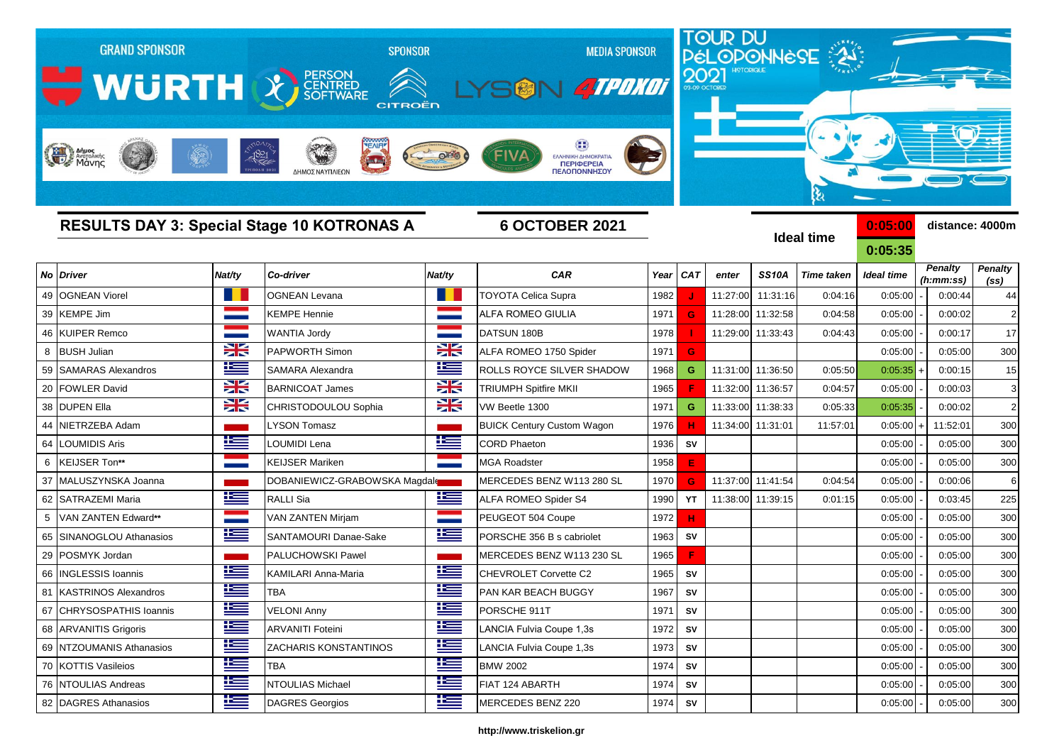GRAND SPONSOR WÜRTH | SPONSOR PERSON CENTRED SOFTWARE | CITROËN | MEDIA SPONSOR LYSON 4TPOXOI

TOUR DU PéLOPONNèSE 2021 HISTORIQUE 03-09 OCTOBER

## RESULTS DAY 3: Special Stage 10 KOTRONAS A

**6 OCTOBER 2021**

**Ideal time** 0:05:00 / 0:05:35 **distance: 4000m**

| No | Driver | Nat/ty | Co-driver | Nat/ty | CAR | Year | CAT | enter | SS10A | Time taken | Ideal time | | Penalty (h:mm:ss) | Penalty (ss) |
|---|---|---|---|---|---|---|---|---|---|---|---|---|---|---|
| 49 | OGNEAN Viorel | | OGNEAN Levana | | TOYOTA Celica Supra | 1982 | J | 11:27:00 | 11:31:16 | 0:04:16 | 0:05:00 | - | 0:00:44 | 44 |
| 39 | KEMPE Jim | | KEMPE Hennie | | ALFA ROMEO GIULIA | 1971 | G | 11:28:00 | 11:32:58 | 0:04:58 | 0:05:00 | - | 0:00:02 | 2 |
| 46 | KUIPER Remco | | WANTIA Jordy | | DATSUN 180B | 1978 | I | 11:29:00 | 11:33:43 | 0:04:43 | 0:05:00 | - | 0:00:17 | 17 |
| 8 | BUSH Julian | | PAPWORTH Simon | | ALFA ROMEO 1750 Spider | 1971 | G | | | | 0:05:00 | - | 0:05:00 | 300 |
| 59 | SAMARAS Alexandros | | SAMARA Alexandra | | ROLLS ROYCE SILVER SHADOW | 1968 | G | 11:31:00 | 11:36:50 | 0:05:50 | 0:05:35 | + | 0:00:15 | 15 |
| 20 | FOWLER David | | BARNICOAT James | | TRIUMPH Spitfire MKII | 1965 | F | 11:32:00 | 11:36:57 | 0:04:57 | 0:05:00 | - | 0:00:03 | 3 |
| 38 | DUPEN Ella | | CHRISTODOULOU Sophia | | VW Beetle 1300 | 1971 | G | 11:33:00 | 11:38:33 | 0:05:33 | 0:05:35 | - | 0:00:02 | 2 |
| 44 | NIETRZEBA Adam | | LYSON Tomasz | | BUICK Century Custom Wagon | 1976 | H | 11:34:00 | 11:31:01 | 11:57:01 | 0:05:00 | + | 11:52:01 | 300 |
| 64 | LOUMIDIS Aris | | LOUMIDI Lena | | CORD Phaeton | 1936 | SV | | | | 0:05:00 | - | 0:05:00 | 300 |
| 6 | KEIJSER Ton** | | KEIJSER Mariken | | MGA Roadster | 1958 | E | | | | 0:05:00 | - | 0:05:00 | 300 |
| 37 | MALUSZYNSKA Joanna | | DOBANIEWICZ-GRABOWSKA Magdale | | MERCEDES BENZ W113 280 SL | 1970 | G | 11:37:00 | 11:41:54 | 0:04:54 | 0:05:00 | - | 0:00:06 | 6 |
| 62 | SATRAZEMI Maria | | RALLI Sia | | ALFA ROMEO Spider S4 | 1990 | YT | 11:38:00 | 11:39:15 | 0:01:15 | 0:05:00 | - | 0:03:45 | 225 |
| 5 | VAN ZANTEN Edward** | | VAN ZANTEN Mirjam | | PEUGEOT 504 Coupe | 1972 | H | | | | 0:05:00 | - | 0:05:00 | 300 |
| 65 | SINANOGLOU Athanasios | | SANTAMOURI Danae-Sake | | PORSCHE 356 B s cabriolet | 1963 | SV | | | | 0:05:00 | - | 0:05:00 | 300 |
| 29 | POSMYK Jordan | | PALUCHOWSKI Pawel | | MERCEDES BENZ W113 230 SL | 1965 | F | | | | 0:05:00 | - | 0:05:00 | 300 |
| 66 | INGLESSIS Ioannis | | KAMILARI Anna-Maria | | CHEVROLET Corvette C2 | 1965 | SV | | | | 0:05:00 | - | 0:05:00 | 300 |
| 81 | KASTRINOS Alexandros | | TBA | | PAN KAR BEACH BUGGY | 1967 | SV | | | | 0:05:00 | - | 0:05:00 | 300 |
| 67 | CHRYSOSPATHIS Ioannis | | VELONI Anny | | PORSCHE 911T | 1971 | SV | | | | 0:05:00 | - | 0:05:00 | 300 |
| 68 | ARVANITIS Grigoris | | ARVANITI Foteini | | LANCIA Fulvia Coupe 1,3s | 1972 | SV | | | | 0:05:00 | - | 0:05:00 | 300 |
| 69 | NTZOUMANIS Athanasios | | ZACHARIS KONSTANTINOS | | LANCIA Fulvia Coupe 1,3s | 1973 | SV | | | | 0:05:00 | - | 0:05:00 | 300 |
| 70 | KOTTIS Vasileios | | TBA | | BMW 2002 | 1974 | SV | | | | 0:05:00 | - | 0:05:00 | 300 |
| 76 | NTOULIAS Andreas | | NTOULIAS Michael | | FIAT 124 ABARTH | 1974 | SV | | | | 0:05:00 | - | 0:05:00 | 300 |
| 82 | DAGRES Athanasios | | DAGRES Georgios | | MERCEDES BENZ 220 | 1974 | SV | | | | 0:05:00 | - | 0:05:00 | 300 |

http://www.triskelion.gr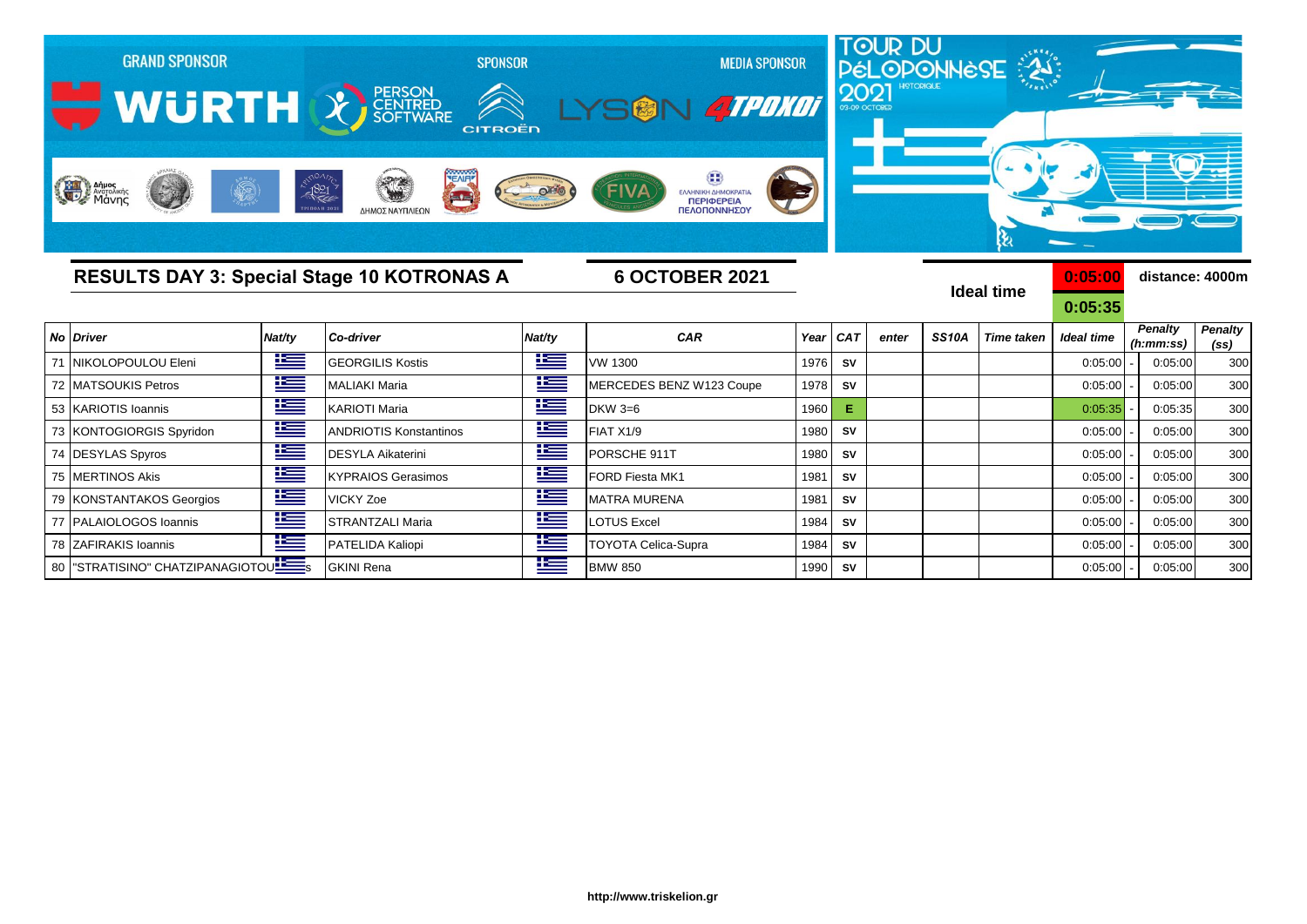GRAND SPONSOR

WÜRTH

PERSON CENTRED SOFTWARE

SPONSOR

CITROËN

MEDIA SPONSOR

LYSON 4TPOXOI

TOUR DU PÉLOPONNÈSE HISTORIQUE 2021 03-09 OCTOBER

Δήμος Ανατολικής Μάνης

ΔΗΜΟΣ ΝΑΥΠΛΙΕΩΝ

FIVA

ΕΛΛΗΝΙΚΗ ΔΗΜΟΚΡΑΤΙΑ ΠΕΡΙΦΕΡΕΙΑ ΠΕΛΟΠΟΝΝΗΣΟΥ

## RESULTS DAY 3: Special Stage 10 KOTRONAS A

**6 OCTOBER 2021**

| Ideal time | 0:05:00 | distance: 4000m |
|---|---|---|
| | 0:05:35 | |

| No | Driver | Nat/ty | Co-driver | Nat/ty | CAR | Year | CAT | enter | SS10A | Time taken | Ideal time | | Penalty (h:mm:ss) | Penalty (ss) |
|---|---|---|---|---|---|---|---|---|---|---|---|---|---|---|
| 71 | NIKOLOPOULOU Eleni | | GEORGILIS Kostis | | VW 1300 | 1976 | SV | | | | 0:05:00 | - | 0:05:00 | 300 |
| 72 | MATSOUKIS Petros | | MALIAKI Maria | | MERCEDES BENZ W123 Coupe | 1978 | SV | | | | 0:05:00 | - | 0:05:00 | 300 |
| 53 | KARIOTIS Ioannis | | KARIOTI Maria | | DKW 3=6 | 1960 | E | | | | 0:05:35 | - | 0:05:35 | 300 |
| 73 | KONTOGIORGIS Spyridon | | ANDRIOTIS Konstantinos | | FIAT X1/9 | 1980 | SV | | | | 0:05:00 | - | 0:05:00 | 300 |
| 74 | DESYLAS Spyros | | DESYLA Aikaterini | | PORSCHE 911T | 1980 | SV | | | | 0:05:00 | - | 0:05:00 | 300 |
| 75 | MERTINOS Akis | | KYPRAIOS Gerasimos | | FORD Fiesta MK1 | 1981 | SV | | | | 0:05:00 | - | 0:05:00 | 300 |
| 79 | KONSTANTAKOS Georgios | | VICKY Zoe | | MATRA MURENA | 1981 | SV | | | | 0:05:00 | - | 0:05:00 | 300 |
| 77 | PALAIOLOGOS Ioannis | | STRANTZALI Maria | | LOTUS Excel | 1984 | SV | | | | 0:05:00 | - | 0:05:00 | 300 |
| 78 | ZAFIRAKIS Ioannis | | PATELIDA Kaliopi | | TOYOTA Celica-Supra | 1984 | SV | | | | 0:05:00 | - | 0:05:00 | 300 |
| 80 | "STRATISINO" CHATZIPANAGIOTOU | s | GKINI Rena | | BMW 850 | 1990 | SV | | | | 0:05:00 | - | 0:05:00 | 300 |

http://www.triskelion.gr